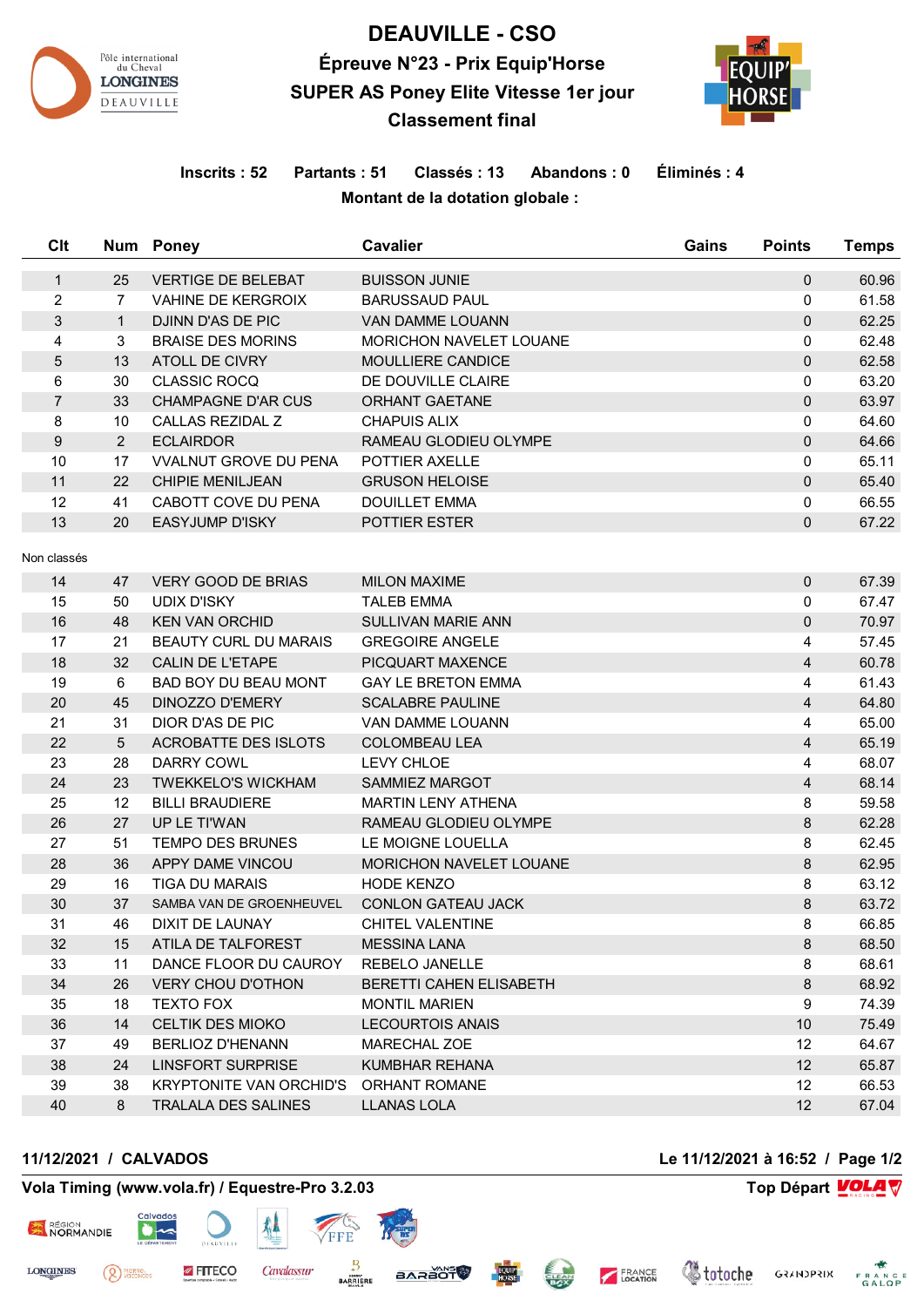# DEAUVILLE - CSO

## Épreuve N°23 - Prix Equip'Horse

## SUPER AS Poney Elite Vitesse 1er jour

## Classement final

**Inscrits : 52** **Partants : 51** **Classés : 13** **Abandons : 0** **Éliminés : 4**

**Montant de la dotation globale :**

| Clt | Num | Poney | Cavalier | Gains | Points | Temps |
|---|---|---|---|---|---|---|
| 1 | 25 | VERTIGE DE BELEBAT | BUISSON JUNIE | | 0 | 60.96 |
| 2 | 7 | VAHINE DE KERGROIX | BARUSSAUD PAUL | | 0 | 61.58 |
| 3 | 1 | DJINN D'AS DE PIC | VAN DAMME LOUANN | | 0 | 62.25 |
| 4 | 3 | BRAISE DES MORINS | MORICHON NAVELET LOUANE | | 0 | 62.48 |
| 5 | 13 | ATOLL DE CIVRY | MOULLIERE CANDICE | | 0 | 62.58 |
| 6 | 30 | CLASSIC ROCQ | DE DOUVILLE CLAIRE | | 0 | 63.20 |
| 7 | 33 | CHAMPAGNE D'AR CUS | ORHANT GAETANE | | 0 | 63.97 |
| 8 | 10 | CALLAS REZIDAL Z | CHAPUIS ALIX | | 0 | 64.60 |
| 9 | 2 | ECLAIRDOR | RAMEAU GLODIEU OLYMPE | | 0 | 64.66 |
| 10 | 17 | VVALNUT GROVE DU PENA | POTTIER AXELLE | | 0 | 65.11 |
| 11 | 22 | CHIPIE MENILJEAN | GRUSON HELOISE | | 0 | 65.40 |
| 12 | 41 | CABOTT COVE DU PENA | DOUILLET EMMA | | 0 | 66.55 |
| 13 | 20 | EASYJUMP D'ISKY | POTTIER ESTER | | 0 | 67.22 |

Non classés

| Clt | Num | Poney | Cavalier | Gains | Points | Temps |
|---|---|---|---|---|---|---|
| 14 | 47 | VERY GOOD DE BRIAS | MILON MAXIME | | 0 | 67.39 |
| 15 | 50 | UDIX D'ISKY | TALEB EMMA | | 0 | 67.47 |
| 16 | 48 | KEN VAN ORCHID | SULLIVAN MARIE ANN | | 0 | 70.97 |
| 17 | 21 | BEAUTY CURL DU MARAIS | GREGOIRE ANGELE | | 4 | 57.45 |
| 18 | 32 | CALIN DE L'ETAPE | PICQUART MAXENCE | | 4 | 60.78 |
| 19 | 6 | BAD BOY DU BEAU MONT | GAY LE BRETON EMMA | | 4 | 61.43 |
| 20 | 45 | DINOZZO D'EMERY | SCALABRE PAULINE | | 4 | 64.80 |
| 21 | 31 | DIOR D'AS DE PIC | VAN DAMME LOUANN | | 4 | 65.00 |
| 22 | 5 | ACROBATTE DES ISLOTS | COLOMBEAU LEA | | 4 | 65.19 |
| 23 | 28 | DARRY COWL | LEVY CHLOE | | 4 | 68.07 |
| 24 | 23 | TWEKKELO'S WICKHAM | SAMMIEZ MARGOT | | 4 | 68.14 |
| 25 | 12 | BILLI BRAUDIERE | MARTIN LENY ATHENA | | 8 | 59.58 |
| 26 | 27 | UP LE TI'WAN | RAMEAU GLODIEU OLYMPE | | 8 | 62.28 |
| 27 | 51 | TEMPO DES BRUNES | LE MOIGNE LOUELLA | | 8 | 62.45 |
| 28 | 36 | APPY DAME VINCOU | MORICHON NAVELET LOUANE | | 8 | 62.95 |
| 29 | 16 | TIGA DU MARAIS | HODE KENZO | | 8 | 63.12 |
| 30 | 37 | SAMBA VAN DE GROENHEUVEL | CONLON GATEAU JACK | | 8 | 63.72 |
| 31 | 46 | DIXIT DE LAUNAY | CHITEL VALENTINE | | 8 | 66.85 |
| 32 | 15 | ATILA DE TALFOREST | MESSINA LANA | | 8 | 68.50 |
| 33 | 11 | DANCE FLOOR DU CAUROY | REBELO JANELLE | | 8 | 68.61 |
| 34 | 26 | VERY CHOU D'OTHON | BERETTI CAHEN ELISABETH | | 8 | 68.92 |
| 35 | 18 | TEXTO FOX | MONTIL MARIEN | | 9 | 74.39 |
| 36 | 14 | CELTIK DES MIOKO | LECOURTOIS ANAIS | | 10 | 75.49 |
| 37 | 49 | BERLIOZ D'HENANN | MARECHAL ZOE | | 12 | 64.67 |
| 38 | 24 | LINSFORT SURPRISE | KUMBHAR REHANA | | 12 | 65.87 |
| 39 | 38 | KRYPTONITE VAN ORCHID'S | ORHANT ROMANE | | 12 | 66.53 |
| 40 | 8 | TRALALA DES SALINES | LLANAS LOLA | | 12 | 67.04 |

**11/12/2021 / CALVADOS** **Le 11/12/2021 à 16:52**

**Vola Timing (www.vola.fr) / Equestre-Pro 3.2.03** **Top Départ**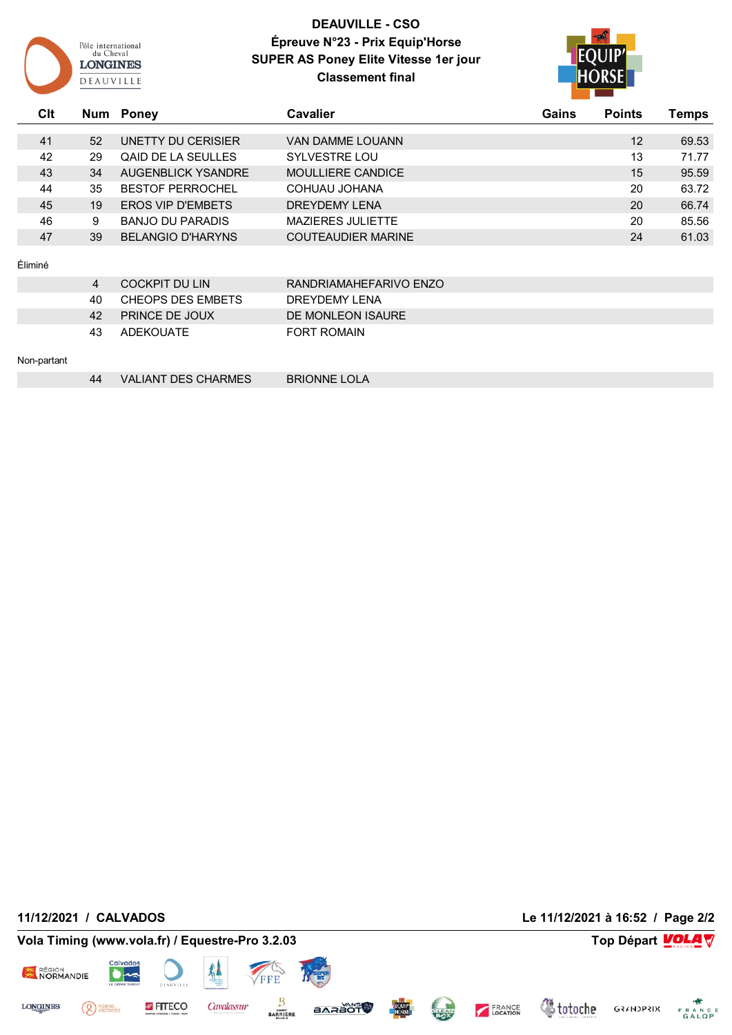# DEAUVILLE - CSO

## Épreuve N°23 - Prix Equip'Horse

## SUPER AS Poney Elite Vitesse 1er jour

## Classement final

| Clt | Num | Poney | Cavalier | Gains | Points | Temps |
|---|---|---|---|---|---|---|
| 41 | 52 | UNETTY DU CERISIER | VAN DAMME LOUANN | | 12 | 69.53 |
| 42 | 29 | QAID DE LA SEULLES | SYLVESTRE LOU | | 13 | 71.77 |
| 43 | 34 | AUGENBLICK YSANDRE | MOULLIERE CANDICE | | 15 | 95.59 |
| 44 | 35 | BESTOF PERROCHEL | COHUAU JOHANA | | 20 | 63.72 |
| 45 | 19 | EROS VIP D'EMBETS | DREYDEMY LENA | | 20 | 66.74 |
| 46 | 9 | BANJO DU PARADIS | MAZIERES JULIETTE | | 20 | 85.56 |
| 47 | 39 | BELANGIO D'HARYNS | COUTEAUDIER MARINE | | 24 | 61.03 |

Éliminé

| | Num | Poney | Cavalier |
|---|---|---|---|
| | 4 | COCKPIT DU LIN | RANDRIAMAHEFARIVO ENZO |
| | 40 | CHEOPS DES EMBETS | DREYDEMY LENA |
| | 42 | PRINCE DE JOUX | DE MONLEON ISAURE |
| | 43 | ADEKOUATE | FORT ROMAIN |

Non-partant

| | Num | Poney | Cavalier |
|---|---|---|---|
| | 44 | VALIANT DES CHARMES | BRIONNE LOLA |

11/12/2021 / CALVADOS

Le 11/12/2021 à 16:52

Vola Timing (www.vola.fr) / Equestre-Pro 3.2.03

Top Départ